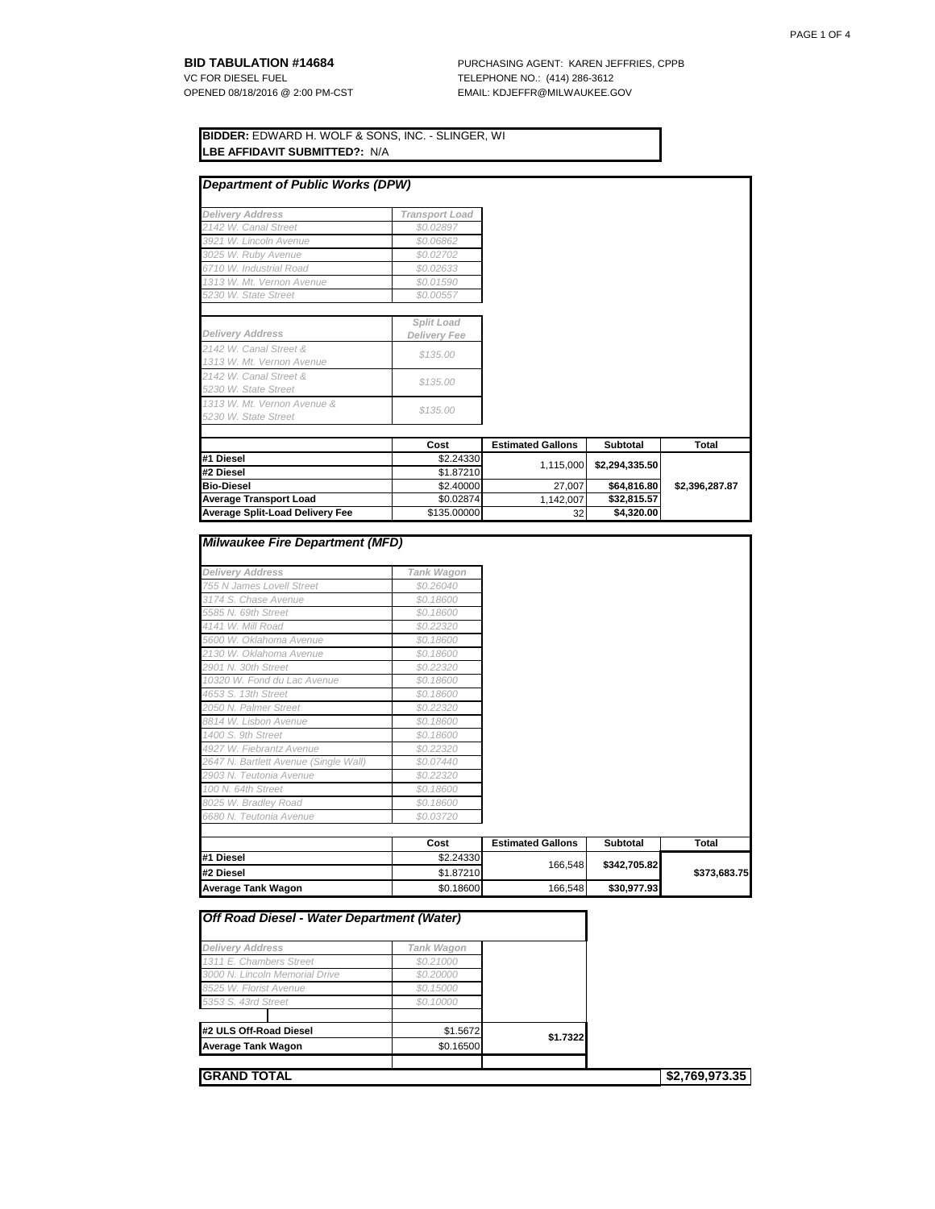**BID TABULATION #14684**
VC FOR DIESEL FUEL
OPENED 08/18/2016 @ 2:00 PM-CST

PURCHASING AGENT: KAREN JEFFRIES, CPPB
TELEPHONE NO.: (414) 286-3612
EMAIL: KDJEFFR@MILWAUKEE.GOV

**BIDDER:** EDWARD H. WOLF & SONS, INC. - SLINGER, WI
**LBE AFFIDAVIT SUBMITTED?:** N/A

## Department of Public Works (DPW)

| Delivery Address | Transport Load |
|---|---|
| 2142 W. Canal Street | $0.02897 |
| 3921 W. Lincoln Avenue | $0.06862 |
| 3025 W. Ruby Avenue | $0.02702 |
| 6710 W. Industrial Road | $0.02633 |
| 1313 W. Mt. Vernon Avenue | $0.01590 |
| 5230 W. State Street | $0.00557 |

| Delivery Address | Split Load Delivery Fee |
|---|---|
| 2142 W. Canal Street & 1313 W. Mt. Vernon Avenue | $135.00 |
| 2142 W. Canal Street & 5230 W. State Street | $135.00 |
| 1313 W. Mt. Vernon Avenue & 5230 W. State Street | $135.00 |

| | Cost | Estimated Gallons | Subtotal | Total |
|---|---|---|---|---|
| #1 Diesel | $2.24330 | 1,115,000 | $2,294,335.50 | $2,396,287.87 |
| #2 Diesel | $1.87210 | | | |
| Bio-Diesel | $2.40000 | 27,007 | $64,816.80 | |
| Average Transport Load | $0.02874 | 1,142,007 | $32,815.57 | |
| Average Split-Load Delivery Fee | $135.00000 | 32 | $4,320.00 | |

## Milwaukee Fire Department (MFD)

| Delivery Address | Tank Wagon |
|---|---|
| 755 N James Lovell Street | $0.26040 |
| 3174 S. Chase Avenue | $0.18600 |
| 5585 N. 69th Street | $0.18600 |
| 4141 W. Mill Road | $0.22320 |
| 5600 W. Oklahoma Avenue | $0.18600 |
| 2130 W. Oklahoma Avenue | $0.18600 |
| 2901 N. 30th Street | $0.22320 |
| 10320 W. Fond du Lac Avenue | $0.18600 |
| 4653 S. 13th Street | $0.18600 |
| 2050 N. Palmer Street | $0.22320 |
| 8814 W. Lisbon Avenue | $0.18600 |
| 1400 S. 9th Street | $0.18600 |
| 4927 W. Fiebrantz Avenue | $0.22320 |
| 2647 N. Bartlett Avenue (Single Wall) | $0.07440 |
| 2903 N. Teutonia Avenue | $0.22320 |
| 100 N. 64th Street | $0.18600 |
| 8025 W. Bradley Road | $0.18600 |
| 6680 N. Teutonia Avenue | $0.03720 |

| | Cost | Estimated Gallons | Subtotal | Total |
|---|---|---|---|---|
| #1 Diesel | $2.24330 | 166,548 | $342,705.82 | $373,683.75 |
| #2 Diesel | $1.87210 | | | |
| Average Tank Wagon | $0.18600 | 166,548 | $30,977.93 | |

## Off Road Diesel - Water Department (Water)

| Delivery Address | Tank Wagon | |
|---|---|---|
| 1311 E. Chambers Street | $0.21000 | |
| 3000 N. Lincoln Memorial Drive | $0.20000 | |
| 8525 W. Florist Avenue | $0.15000 | |
| 5353 S. 43rd Street | $0.10000 | |
| #2 ULS Off-Road Diesel | $1.5672 | $1.7322 |
| Average Tank Wagon | $0.16500 | |

**GRAND TOTAL** **$2,769,973.35**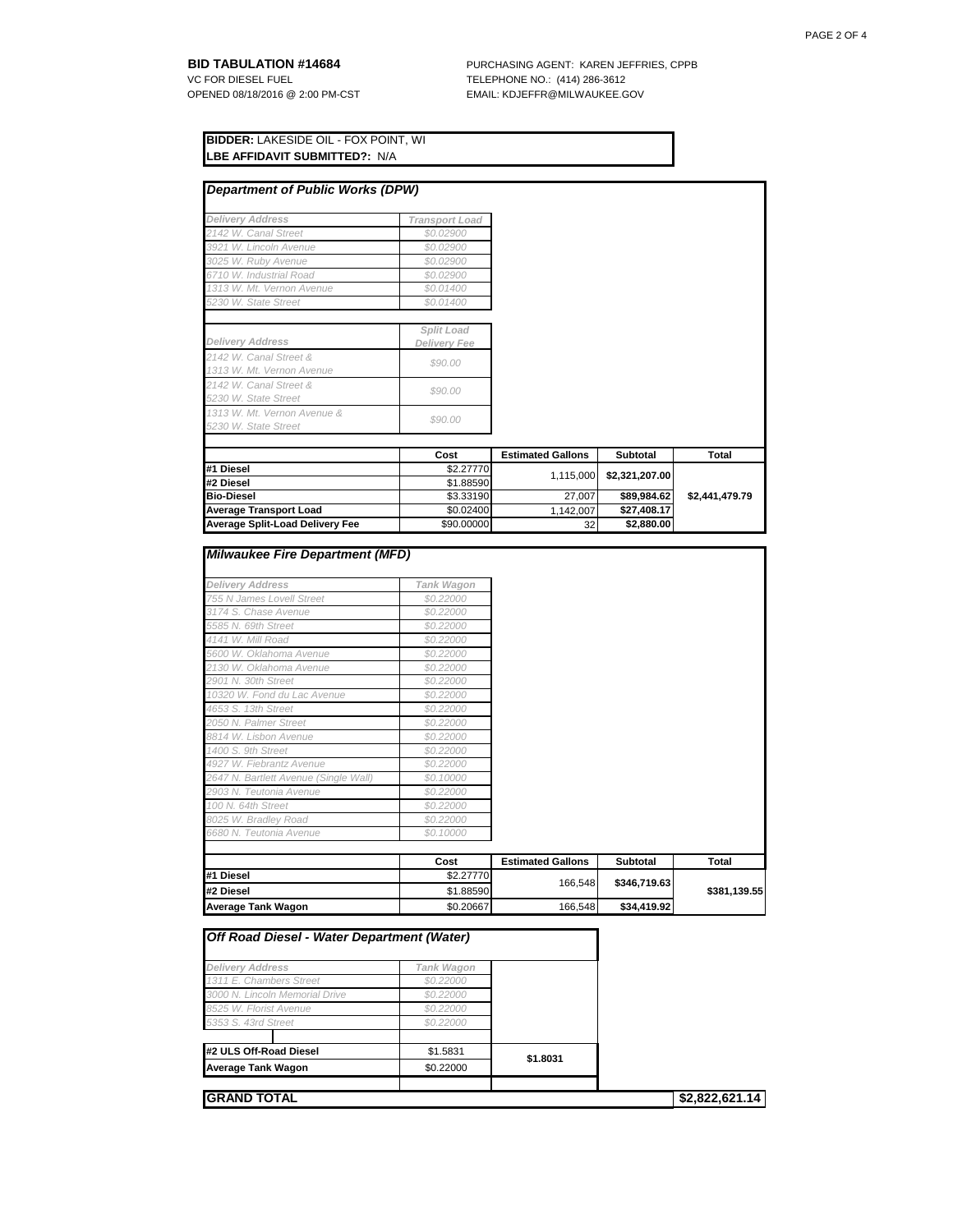**BID TABULATION #14684**
VC FOR DIESEL FUEL
OPENED 08/18/2016 @ 2:00 PM-CST

PURCHASING AGENT: KAREN JEFFRIES, CPPB
TELEPHONE NO.: (414) 286-3612
EMAIL: KDJEFFR@MILWAUKEE.GOV

**BIDDER:** LAKESIDE OIL - FOX POINT, WI
**LBE AFFIDAVIT SUBMITTED?:** N/A

## *Department of Public Works (DPW)*

| *Delivery Address* | *Transport Load* |
|---|---|
| *2142 W. Canal Street* | *$0.02900* |
| *3921 W. Lincoln Avenue* | *$0.02900* |
| *3025 W. Ruby Avenue* | *$0.02900* |
| *6710 W. Industrial Road* | *$0.02900* |
| *1313 W. Mt. Vernon Avenue* | *$0.01400* |
| *5230 W. State Street* | *$0.01400* |

| *Delivery Address* | *Split Load Delivery Fee* |
|---|---|
| *2142 W. Canal Street & 1313 W. Mt. Vernon Avenue* | *$90.00* |
| *2142 W. Canal Street & 5230 W. State Street* | *$90.00* |
| *1313 W. Mt. Vernon Avenue & 5230 W. State Street* | *$90.00* |

| | Cost | Estimated Gallons | Subtotal | Total |
|---|---|---|---|---|
| **#1 Diesel** | $2.27770 | 1,115,000 | **$2,321,207.00** | |
| **#2 Diesel** | $1.88590 | | | |
| **Bio-Diesel** | $3.33190 | 27,007 | **$89,984.62** | **$2,441,479.79** |
| **Average Transport Load** | $0.02400 | 1,142,007 | **$27,408.17** | |
| **Average Split-Load Delivery Fee** | $90.00000 | 32 | **$2,880.00** | |

## *Milwaukee Fire Department (MFD)*

| *Delivery Address* | *Tank Wagon* |
|---|---|
| *755 N James Lovell Street* | *$0.22000* |
| *3174 S. Chase Avenue* | *$0.22000* |
| *5585 N. 69th Street* | *$0.22000* |
| *4141 W. Mill Road* | *$0.22000* |
| *5600 W. Oklahoma Avenue* | *$0.22000* |
| *2130 W. Oklahoma Avenue* | *$0.22000* |
| *2901 N. 30th Street* | *$0.22000* |
| *10320 W. Fond du Lac Avenue* | *$0.22000* |
| *4653 S. 13th Street* | *$0.22000* |
| *2050 N. Palmer Street* | *$0.22000* |
| *8814 W. Lisbon Avenue* | *$0.22000* |
| *1400 S. 9th Street* | *$0.22000* |
| *4927 W. Fiebrantz Avenue* | *$0.22000* |
| *2647 N. Bartlett Avenue (Single Wall)* | *$0.10000* |
| *2903 N. Teutonia Avenue* | *$0.22000* |
| *100 N. 64th Street* | *$0.22000* |
| *8025 W. Bradley Road* | *$0.22000* |
| *6680 N. Teutonia Avenue* | *$0.10000* |

| | Cost | Estimated Gallons | Subtotal | Total |
|---|---|---|---|---|
| **#1 Diesel** | $2.27770 | 166,548 | **$346,719.63** | **$381,139.55** |
| **#2 Diesel** | $1.88590 | | | |
| **Average Tank Wagon** | $0.20667 | 166,548 | **$34,419.92** | |

## *Off Road Diesel - Water Department (Water)*

| *Delivery Address* | *Tank Wagon* |
|---|---|
| *1311 E. Chambers Street* | *$0.22000* |
| *3000 N. Lincoln Memorial Drive* | *$0.22000* |
| *8525 W. Florist Avenue* | *$0.22000* |
| *5353 S. 43rd Street* | *$0.22000* |

| | | |
|---|---|---|
| **#2 ULS Off-Road Diesel** | $1.5831 | **$1.8031** |
| **Average Tank Wagon** | $0.22000 | |

| **GRAND TOTAL** | **$2,822,621.14** |
|---|---|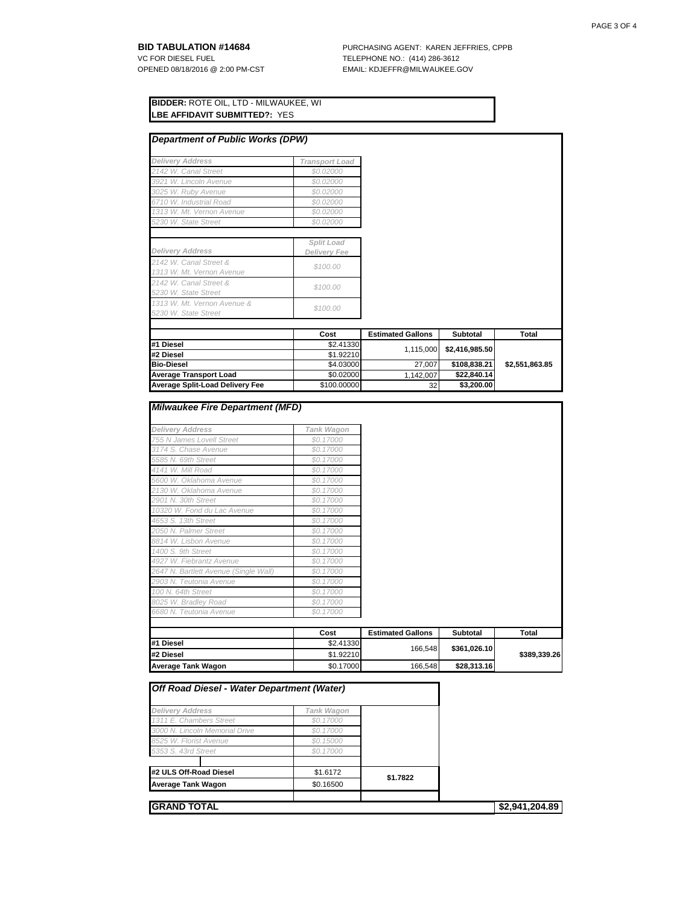**BID TABULATION #14684**
VC FOR DIESEL FUEL
OPENED 08/18/2016 @ 2:00 PM-CST

PURCHASING AGENT: KAREN JEFFRIES, CPPB
TELEPHONE NO.: (414) 286-3612
EMAIL: KDJEFFR@MILWAUKEE.GOV

**BIDDER:** ROTE OIL, LTD - MILWAUKEE, WI
**LBE AFFIDAVIT SUBMITTED?:** YES

## Department of Public Works (DPW)

| Delivery Address | Transport Load |
|---|---|
| 2142 W. Canal Street | $0.02000 |
| 3921 W. Lincoln Avenue | $0.02000 |
| 3025 W. Ruby Avenue | $0.02000 |
| 6710 W. Industrial Road | $0.02000 |
| 1313 W. Mt. Vernon Avenue | $0.02000 |
| 5230 W. State Street | $0.02000 |

| Delivery Address | Split Load Delivery Fee |
|---|---|
| 2142 W. Canal Street & 1313 W. Mt. Vernon Avenue | $100.00 |
| 2142 W. Canal Street & 5230 W. State Street | $100.00 |
| 1313 W. Mt. Vernon Avenue & 5230 W. State Street | $100.00 |

| | Cost | Estimated Gallons | Subtotal | Total |
|---|---|---|---|---|
| **#1 Diesel** | $2.41330 | 1,115,000 | $2,416,985.50 | |
| **#2 Diesel** | $1.92210 | | | |
| **Bio-Diesel** | $4.03000 | 27,007 | $108,838.21 | $2,551,863.85 |
| **Average Transport Load** | $0.02000 | 1,142,007 | $22,840.14 | |
| **Average Split-Load Delivery Fee** | $100.00000 | 32 | $3,200.00 | |

## Milwaukee Fire Department (MFD)

| Delivery Address | Tank Wagon |
|---|---|
| 755 N James Lovell Street | $0.17000 |
| 3174 S. Chase Avenue | $0.17000 |
| 5585 N. 69th Street | $0.17000 |
| 4141 W. Mill Road | $0.17000 |
| 5600 W. Oklahoma Avenue | $0.17000 |
| 2130 W. Oklahoma Avenue | $0.17000 |
| 2901 N. 30th Street | $0.17000 |
| 10320 W. Fond du Lac Avenue | $0.17000 |
| 4653 S. 13th Street | $0.17000 |
| 2050 N. Palmer Street | $0.17000 |
| 8814 W. Lisbon Avenue | $0.17000 |
| 1400 S. 9th Street | $0.17000 |
| 4927 W. Fiebrantz Avenue | $0.17000 |
| 2647 N. Bartlett Avenue (Single Wall) | $0.17000 |
| 2903 N. Teutonia Avenue | $0.17000 |
| 100 N. 64th Street | $0.17000 |
| 8025 W. Bradley Road | $0.17000 |
| 6680 N. Teutonia Avenue | $0.17000 |

| | Cost | Estimated Gallons | Subtotal | Total |
|---|---|---|---|---|
| **#1 Diesel** | $2.41330 | 166,548 | $361,026.10 | |
| **#2 Diesel** | $1.92210 | | | $389,339.26 |
| **Average Tank Wagon** | $0.17000 | 166,548 | $28,313.16 | |

## Off Road Diesel - Water Department (Water)

| Delivery Address | Tank Wagon |
|---|---|
| 1311 E. Chambers Street | $0.17000 |
| 3000 N. Lincoln Memorial Drive | $0.17000 |
| 8525 W. Florist Avenue | $0.15000 |
| 5353 S. 43rd Street | $0.17000 |

| | | |
|---|---|---|
| **#2 ULS Off-Road Diesel** | $1.6172 | $1.7822 |
| **Average Tank Wagon** | $0.16500 | |

**GRAND TOTAL** $2,941,204.89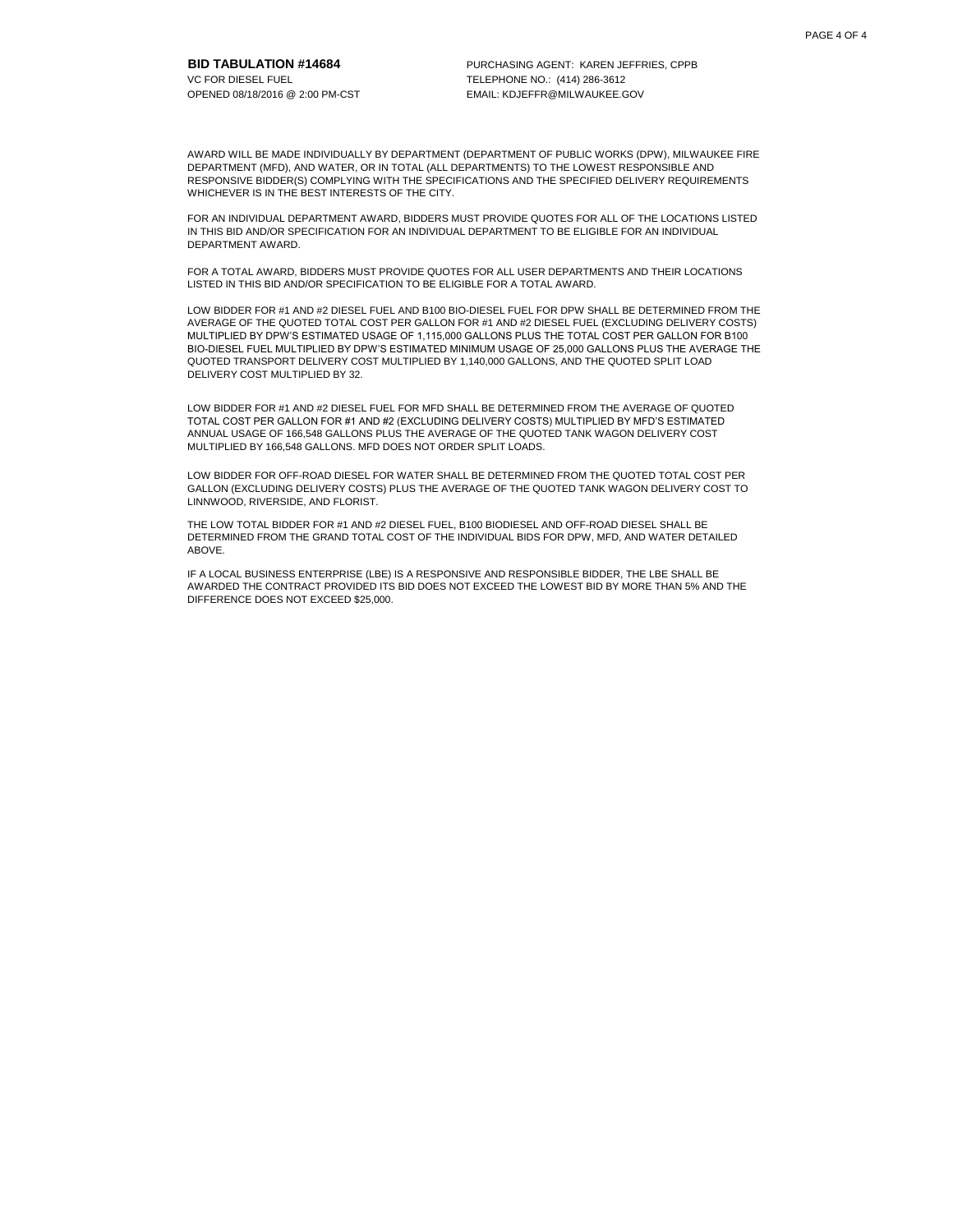**BID TABULATION #14684**
VC FOR DIESEL FUEL
OPENED 08/18/2016 @ 2:00 PM-CST

PURCHASING AGENT: KAREN JEFFRIES, CPPB
TELEPHONE NO.: (414) 286-3612
EMAIL: KDJEFFR@MILWAUKEE.GOV

AWARD WILL BE MADE INDIVIDUALLY BY DEPARTMENT (DEPARTMENT OF PUBLIC WORKS (DPW), MILWAUKEE FIRE DEPARTMENT (MFD), AND WATER, OR IN TOTAL (ALL DEPARTMENTS) TO THE LOWEST RESPONSIBLE AND RESPONSIVE BIDDER(S) COMPLYING WITH THE SPECIFICATIONS AND THE SPECIFIED DELIVERY REQUIREMENTS WHICHEVER IS IN THE BEST INTERESTS OF THE CITY.

FOR AN INDIVIDUAL DEPARTMENT AWARD, BIDDERS MUST PROVIDE QUOTES FOR ALL OF THE LOCATIONS LISTED IN THIS BID AND/OR SPECIFICATION FOR AN INDIVIDUAL DEPARTMENT TO BE ELIGIBLE FOR AN INDIVIDUAL DEPARTMENT AWARD.

FOR A TOTAL AWARD, BIDDERS MUST PROVIDE QUOTES FOR ALL USER DEPARTMENTS AND THEIR LOCATIONS LISTED IN THIS BID AND/OR SPECIFICATION TO BE ELIGIBLE FOR A TOTAL AWARD.

LOW BIDDER FOR #1 AND #2 DIESEL FUEL AND B100 BIO-DIESEL FUEL FOR DPW SHALL BE DETERMINED FROM THE AVERAGE OF THE QUOTED TOTAL COST PER GALLON FOR #1 AND #2 DIESEL FUEL (EXCLUDING DELIVERY COSTS) MULTIPLIED BY DPW'S ESTIMATED USAGE OF 1,115,000 GALLONS PLUS THE TOTAL COST PER GALLON FOR B100 BIO-DIESEL FUEL MULTIPLIED BY DPW'S ESTIMATED MINIMUM USAGE OF 25,000 GALLONS PLUS THE AVERAGE THE QUOTED TRANSPORT DELIVERY COST MULTIPLIED BY 1,140,000 GALLONS, AND THE QUOTED SPLIT LOAD DELIVERY COST MULTIPLIED BY 32.

LOW BIDDER FOR #1 AND #2 DIESEL FUEL FOR MFD SHALL BE DETERMINED FROM THE AVERAGE OF QUOTED TOTAL COST PER GALLON FOR #1 AND #2 (EXCLUDING DELIVERY COSTS) MULTIPLIED BY MFD'S ESTIMATED ANNUAL USAGE OF 166,548 GALLONS PLUS THE AVERAGE OF THE QUOTED TANK WAGON DELIVERY COST MULTIPLIED BY 166,548 GALLONS. MFD DOES NOT ORDER SPLIT LOADS.

LOW BIDDER FOR OFF-ROAD DIESEL FOR WATER SHALL BE DETERMINED FROM THE QUOTED TOTAL COST PER GALLON (EXCLUDING DELIVERY COSTS) PLUS THE AVERAGE OF THE QUOTED TANK WAGON DELIVERY COST TO LINNWOOD, RIVERSIDE, AND FLORIST.

THE LOW TOTAL BIDDER FOR #1 AND #2 DIESEL FUEL, B100 BIODIESEL AND OFF-ROAD DIESEL SHALL BE DETERMINED FROM THE GRAND TOTAL COST OF THE INDIVIDUAL BIDS FOR DPW, MFD, AND WATER DETAILED ABOVE.

IF A LOCAL BUSINESS ENTERPRISE (LBE) IS A RESPONSIVE AND RESPONSIBLE BIDDER, THE LBE SHALL BE AWARDED THE CONTRACT PROVIDED ITS BID DOES NOT EXCEED THE LOWEST BID BY MORE THAN 5% AND THE DIFFERENCE DOES NOT EXCEED $25,000.